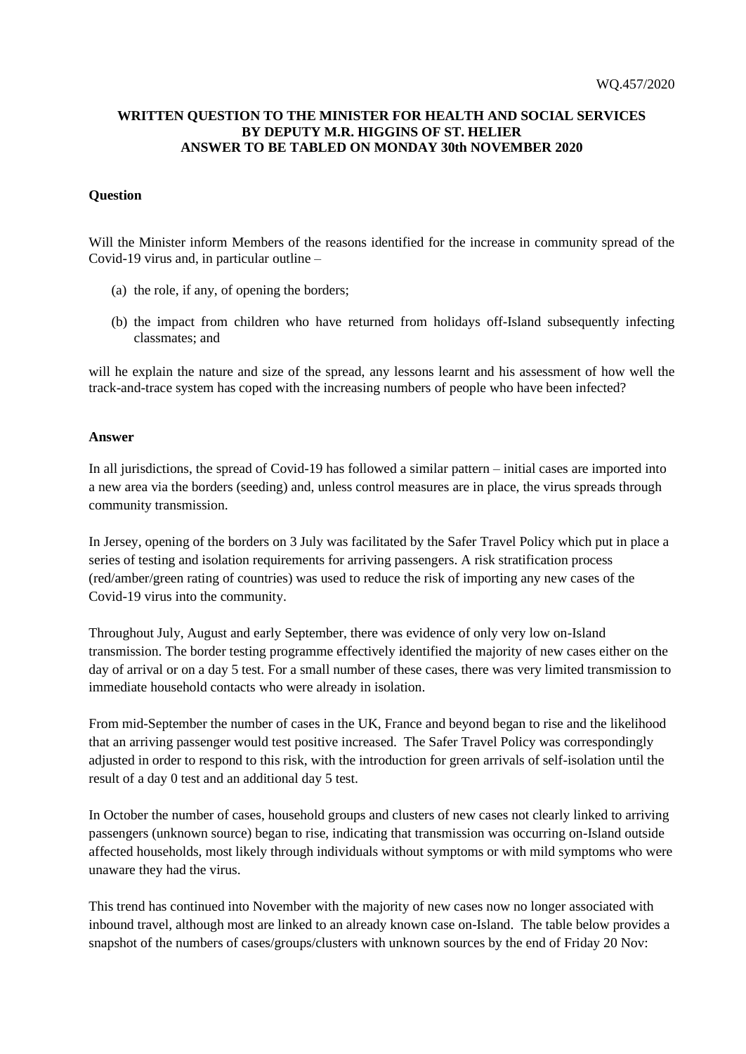WQ.457/2020

**WRITTEN QUESTION TO THE MINISTER FOR HEALTH AND SOCIAL SERVICES BY DEPUTY M.R. HIGGINS OF ST. HELIER ANSWER TO BE TABLED ON MONDAY 30th NOVEMBER 2020**

**Question**

Will the Minister inform Members of the reasons identified for the increase in community spread of the Covid-19 virus and, in particular outline –

(a) the role, if any, of opening the borders;

(b) the impact from children who have returned from holidays off-Island subsequently infecting classmates; and

will he explain the nature and size of the spread, any lessons learnt and his assessment of how well the track-and-trace system has coped with the increasing numbers of people who have been infected?

**Answer**

In all jurisdictions, the spread of Covid-19 has followed a similar pattern – initial cases are imported into a new area via the borders (seeding) and, unless control measures are in place, the virus spreads through community transmission.

In Jersey, opening of the borders on 3 July was facilitated by the Safer Travel Policy which put in place a series of testing and isolation requirements for arriving passengers. A risk stratification process (red/amber/green rating of countries) was used to reduce the risk of importing any new cases of the Covid-19 virus into the community.

Throughout July, August and early September, there was evidence of only very low on-Island transmission. The border testing programme effectively identified the majority of new cases either on the day of arrival or on a day 5 test. For a small number of these cases, there was very limited transmission to immediate household contacts who were already in isolation.

From mid-September the number of cases in the UK, France and beyond began to rise and the likelihood that an arriving passenger would test positive increased. The Safer Travel Policy was correspondingly adjusted in order to respond to this risk, with the introduction for green arrivals of self-isolation until the result of a day 0 test and an additional day 5 test.

In October the number of cases, household groups and clusters of new cases not clearly linked to arriving passengers (unknown source) began to rise, indicating that transmission was occurring on-Island outside affected households, most likely through individuals without symptoms or with mild symptoms who were unaware they had the virus.

This trend has continued into November with the majority of new cases now no longer associated with inbound travel, although most are linked to an already known case on-Island. The table below provides a snapshot of the numbers of cases/groups/clusters with unknown sources by the end of Friday 20 Nov: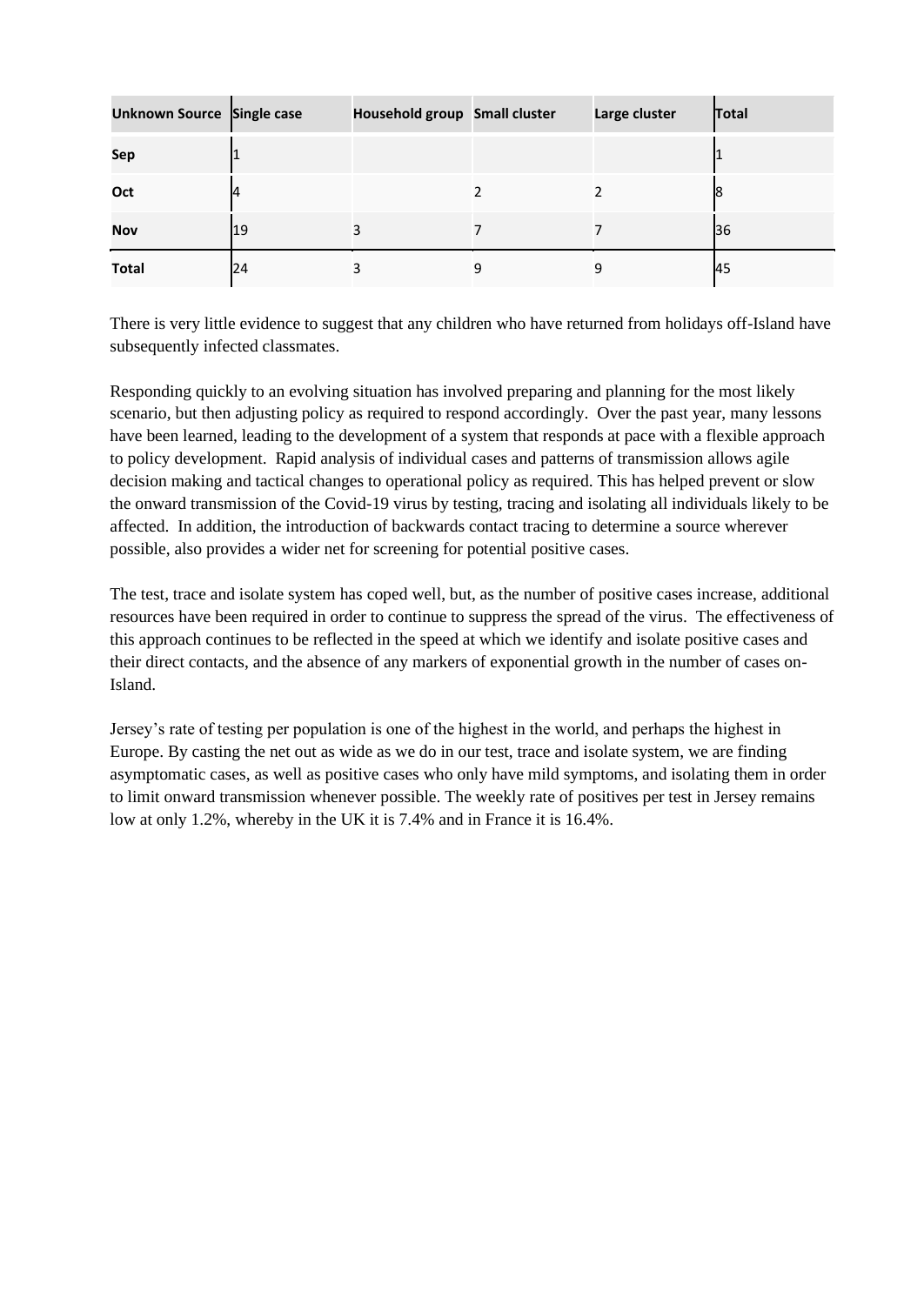| Unknown Source | Single case | Household group | Small cluster | Large cluster | Total |
|---|---|---|---|---|---|
| **Sep** | 1 | | | | 1 |
| **Oct** | 4 | | 2 | 2 | 8 |
| **Nov** | 19 | 3 | 7 | 7 | 36 |
| **Total** | 24 | 3 | 9 | 9 | 45 |

There is very little evidence to suggest that any children who have returned from holidays off-Island have subsequently infected classmates.

Responding quickly to an evolving situation has involved preparing and planning for the most likely scenario, but then adjusting policy as required to respond accordingly. Over the past year, many lessons have been learned, leading to the development of a system that responds at pace with a flexible approach to policy development. Rapid analysis of individual cases and patterns of transmission allows agile decision making and tactical changes to operational policy as required. This has helped prevent or slow the onward transmission of the Covid-19 virus by testing, tracing and isolating all individuals likely to be affected. In addition, the introduction of backwards contact tracing to determine a source wherever possible, also provides a wider net for screening for potential positive cases.

The test, trace and isolate system has coped well, but, as the number of positive cases increase, additional resources have been required in order to continue to suppress the spread of the virus. The effectiveness of this approach continues to be reflected in the speed at which we identify and isolate positive cases and their direct contacts, and the absence of any markers of exponential growth in the number of cases on-Island.

Jersey's rate of testing per population is one of the highest in the world, and perhaps the highest in Europe. By casting the net out as wide as we do in our test, trace and isolate system, we are finding asymptomatic cases, as well as positive cases who only have mild symptoms, and isolating them in order to limit onward transmission whenever possible. The weekly rate of positives per test in Jersey remains low at only 1.2%, whereby in the UK it is 7.4% and in France it is 16.4%.